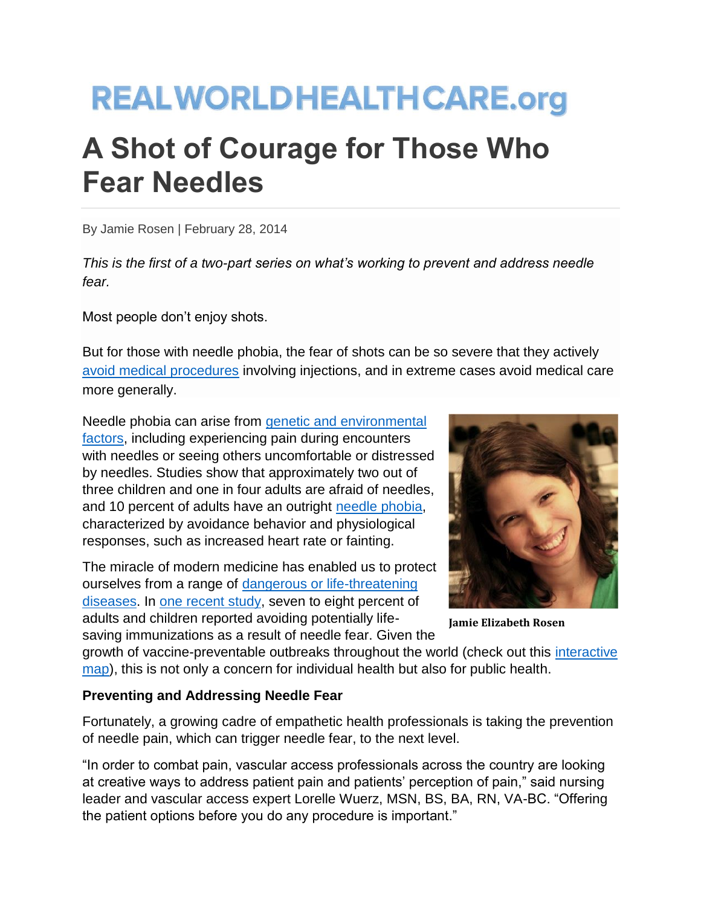REALWORLDHEALTHCARE.org

# A Shot of Courage for Those Who Fear Needles

By Jamie Rosen | February 28, 2014

*This is the first of a two-part series on what's working to prevent and address needle fear.*

Most people don't enjoy shots.

But for those with needle phobia, the fear of shots can be so severe that they actively avoid medical procedures involving injections, and in extreme cases avoid medical care more generally.

Needle phobia can arise from genetic and environmental factors, including experiencing pain during encounters with needles or seeing others uncomfortable or distressed by needles. Studies show that approximately two out of three children and one in four adults are afraid of needles, and 10 percent of adults have an outright needle phobia, characterized by avoidance behavior and physiological responses, such as increased heart rate or fainting.

Jamie Elizabeth Rosen

The miracle of modern medicine has enabled us to protect ourselves from a range of dangerous or life-threatening diseases. In one recent study, seven to eight percent of adults and children reported avoiding potentially life-saving immunizations as a result of needle fear. Given the growth of vaccine-preventable outbreaks throughout the world (check out this interactive map), this is not only a concern for individual health but also for public health.

**Preventing and Addressing Needle Fear**

Fortunately, a growing cadre of empathetic health professionals is taking the prevention of needle pain, which can trigger needle fear, to the next level.

"In order to combat pain, vascular access professionals across the country are looking at creative ways to address patient pain and patients' perception of pain," said nursing leader and vascular access expert Lorelle Wuerz, MSN, BS, BA, RN, VA-BC. "Offering the patient options before you do any procedure is important."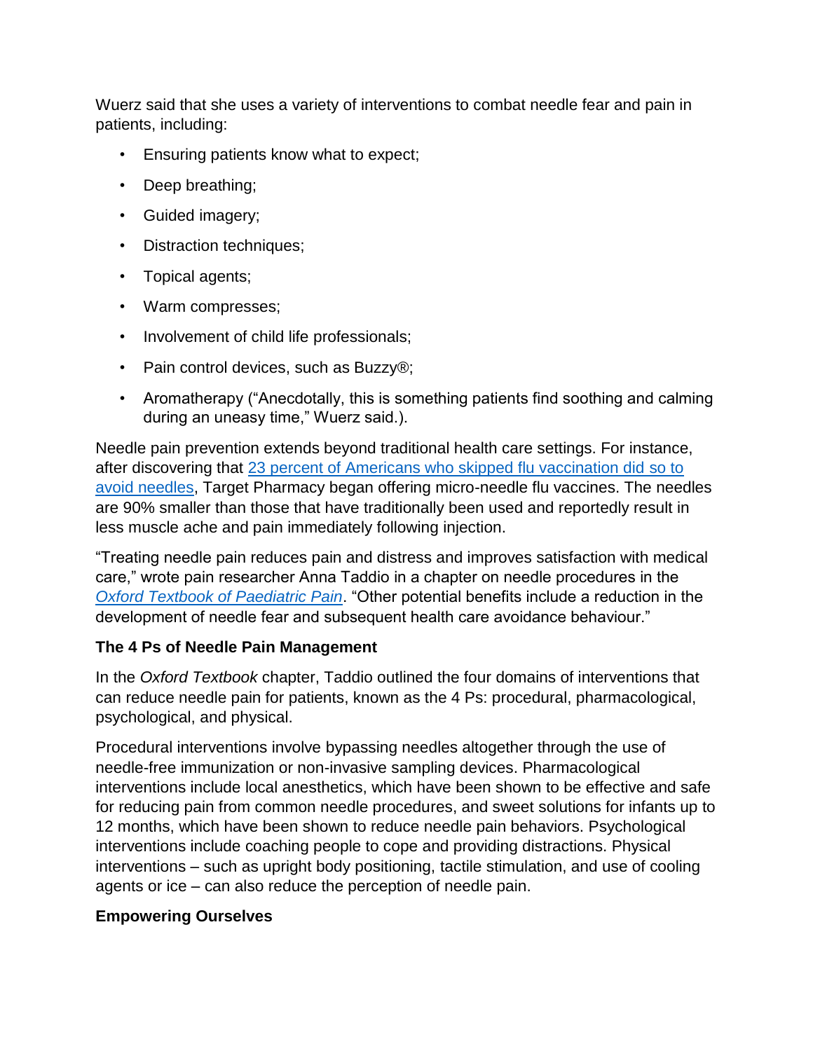Wuerz said that she uses a variety of interventions to combat needle fear and pain in patients, including:

- Ensuring patients know what to expect;
- Deep breathing;
- Guided imagery;
- Distraction techniques;
- Topical agents;
- Warm compresses;
- Involvement of child life professionals;
- Pain control devices, such as Buzzy®;
- Aromatherapy ("Anecdotally, this is something patients find soothing and calming during an uneasy time," Wuerz said.).

Needle pain prevention extends beyond traditional health care settings. For instance, after discovering that 23 percent of Americans who skipped flu vaccination did so to avoid needles, Target Pharmacy began offering micro-needle flu vaccines. The needles are 90% smaller than those that have traditionally been used and reportedly result in less muscle ache and pain immediately following injection.

"Treating needle pain reduces pain and distress and improves satisfaction with medical care," wrote pain researcher Anna Taddio in a chapter on needle procedures in the *Oxford Textbook of Paediatric Pain*. "Other potential benefits include a reduction in the development of needle fear and subsequent health care avoidance behaviour."

**The 4 Ps of Needle Pain Management**

In the *Oxford Textbook* chapter, Taddio outlined the four domains of interventions that can reduce needle pain for patients, known as the 4 Ps: procedural, pharmacological, psychological, and physical.

Procedural interventions involve bypassing needles altogether through the use of needle-free immunization or non-invasive sampling devices. Pharmacological interventions include local anesthetics, which have been shown to be effective and safe for reducing pain from common needle procedures, and sweet solutions for infants up to 12 months, which have been shown to reduce needle pain behaviors. Psychological interventions include coaching people to cope and providing distractions. Physical interventions – such as upright body positioning, tactile stimulation, and use of cooling agents or ice – can also reduce the perception of needle pain.

**Empowering Ourselves**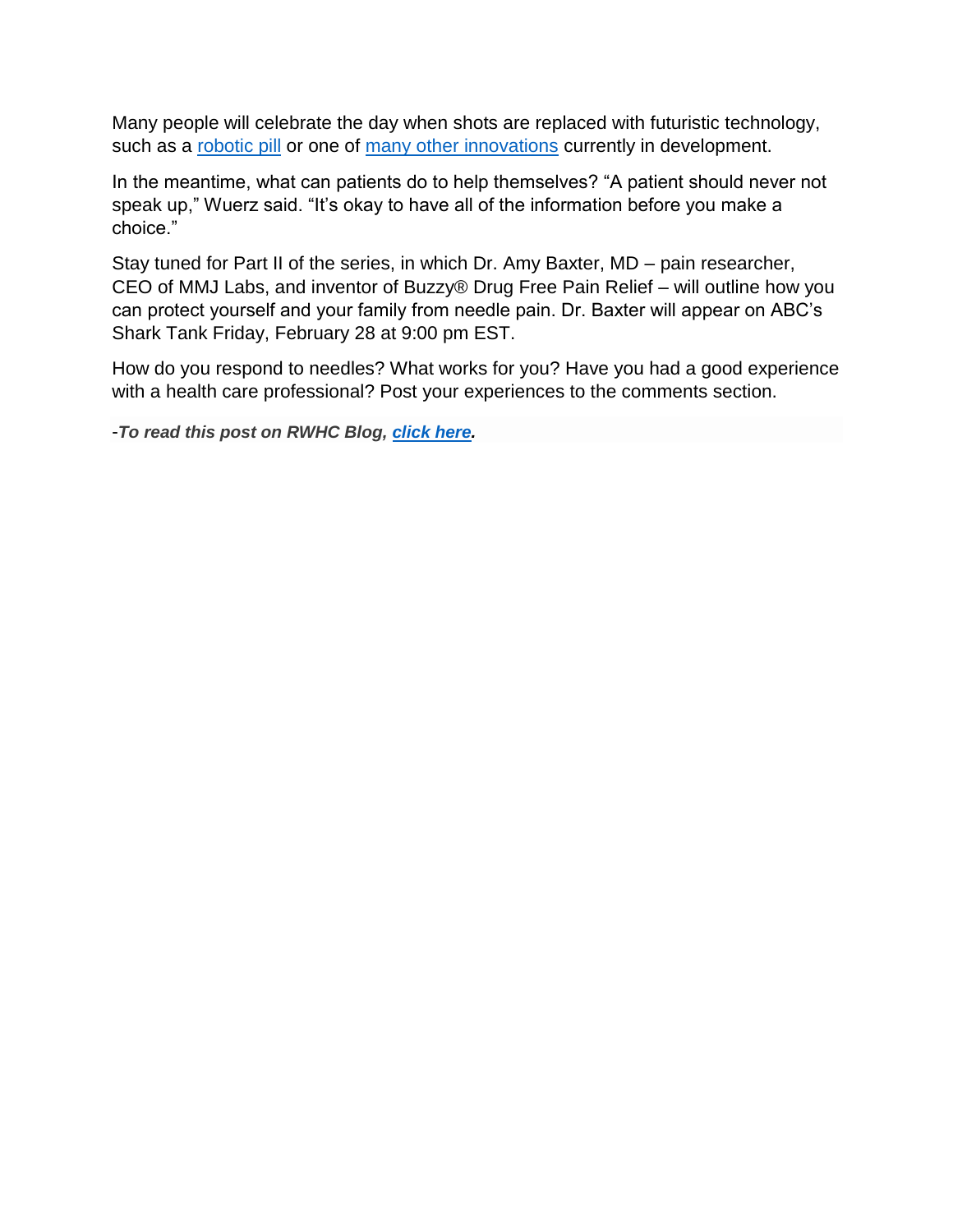Many people will celebrate the day when shots are replaced with futuristic technology, such as a [robotic pill] or one of [many other innovations] currently in development.

In the meantime, what can patients do to help themselves? “A patient should never not speak up,” Wuerz said. “It’s okay to have all of the information before you make a choice.”

Stay tuned for Part II of the series, in which Dr. Amy Baxter, MD – pain researcher, CEO of MMJ Labs, and inventor of Buzzy® Drug Free Pain Relief – will outline how you can protect yourself and your family from needle pain. Dr. Baxter will appear on ABC’s Shark Tank Friday, February 28 at 9:00 pm EST.

How do you respond to needles? What works for you? Have you had a good experience with a health care professional? Post your experiences to the comments section.

-***To read this post on RWHC Blog, [click here].***